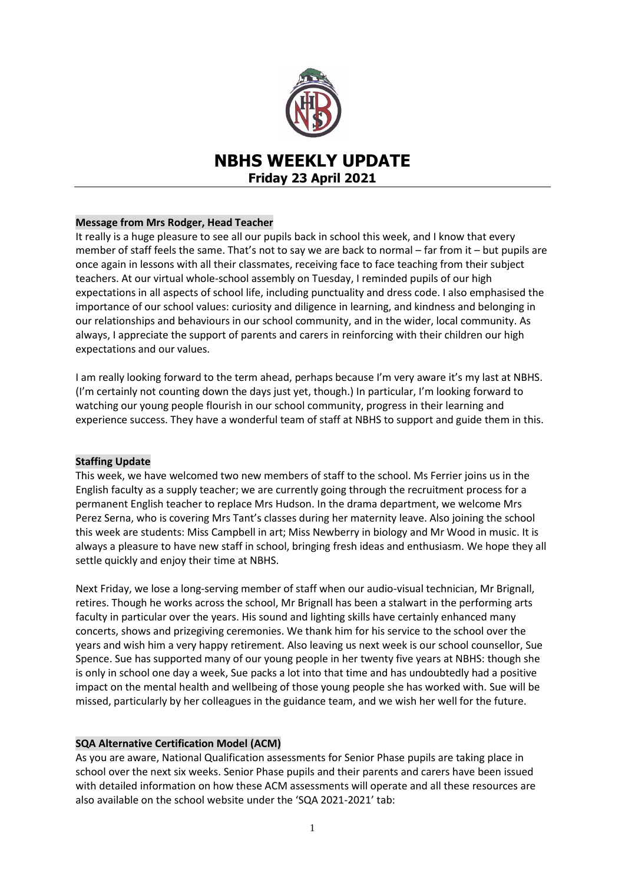# NBHS WEEKLY UPDATE

## Friday 23 April 2021

### Message from Mrs Rodger, Head Teacher

It really is a huge pleasure to see all our pupils back in school this week, and I know that every member of staff feels the same. That's not to say we are back to normal – far from it – but pupils are once again in lessons with all their classmates, receiving face to face teaching from their subject teachers. At our virtual whole-school assembly on Tuesday, I reminded pupils of our high expectations in all aspects of school life, including punctuality and dress code. I also emphasised the importance of our school values: curiosity and diligence in learning, and kindness and belonging in our relationships and behaviours in our school community, and in the wider, local community. As always, I appreciate the support of parents and carers in reinforcing with their children our high expectations and our values.

I am really looking forward to the term ahead, perhaps because I'm very aware it's my last at NBHS. (I'm certainly not counting down the days just yet, though.) In particular, I'm looking forward to watching our young people flourish in our school community, progress in their learning and experience success. They have a wonderful team of staff at NBHS to support and guide them in this.

### Staffing Update

This week, we have welcomed two new members of staff to the school. Ms Ferrier joins us in the English faculty as a supply teacher; we are currently going through the recruitment process for a permanent English teacher to replace Mrs Hudson. In the drama department, we welcome Mrs Perez Serna, who is covering Mrs Tant's classes during her maternity leave. Also joining the school this week are students: Miss Campbell in art; Miss Newberry in biology and Mr Wood in music. It is always a pleasure to have new staff in school, bringing fresh ideas and enthusiasm. We hope they all settle quickly and enjoy their time at NBHS.

Next Friday, we lose a long-serving member of staff when our audio-visual technician, Mr Brignall, retires. Though he works across the school, Mr Brignall has been a stalwart in the performing arts faculty in particular over the years. His sound and lighting skills have certainly enhanced many concerts, shows and prizegiving ceremonies. We thank him for his service to the school over the years and wish him a very happy retirement. Also leaving us next week is our school counsellor, Sue Spence. Sue has supported many of our young people in her twenty five years at NBHS: though she is only in school one day a week, Sue packs a lot into that time and has undoubtedly had a positive impact on the mental health and wellbeing of those young people she has worked with. Sue will be missed, particularly by her colleagues in the guidance team, and we wish her well for the future.

### SQA Alternative Certification Model (ACM)

As you are aware, National Qualification assessments for Senior Phase pupils are taking place in school over the next six weeks. Senior Phase pupils and their parents and carers have been issued with detailed information on how these ACM assessments will operate and all these resources are also available on the school website under the 'SQA 2021-2021' tab: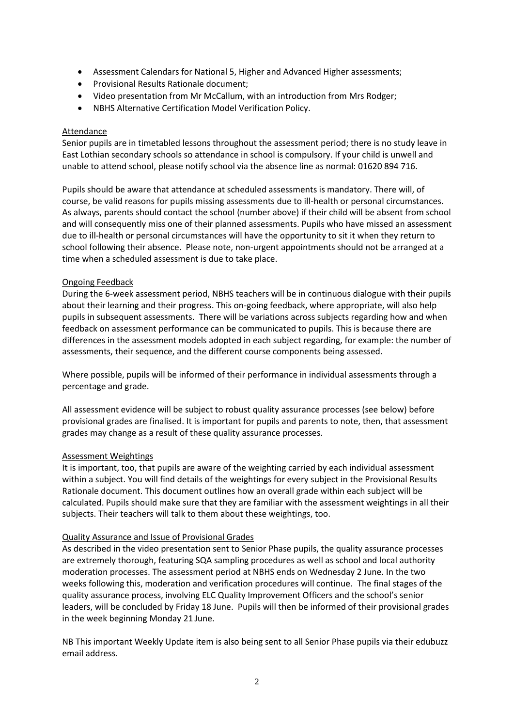- Assessment Calendars for National 5, Higher and Advanced Higher assessments;
- Provisional Results Rationale document;
- Video presentation from Mr McCallum, with an introduction from Mrs Rodger;
- NBHS Alternative Certification Model Verification Policy.

## Attendance

Senior pupils are in timetabled lessons throughout the assessment period; there is no study leave in East Lothian secondary schools so attendance in school is compulsory. If your child is unwell and unable to attend school, please notify school via the absence line as normal: 01620 894 716.

Pupils should be aware that attendance at scheduled assessments is mandatory. There will, of course, be valid reasons for pupils missing assessments due to ill-health or personal circumstances. As always, parents should contact the school (number above) if their child will be absent from school and will consequently miss one of their planned assessments. Pupils who have missed an assessment due to ill-health or personal circumstances will have the opportunity to sit it when they return to school following their absence. Please note, non-urgent appointments should not be arranged at a time when a scheduled assessment is due to take place.

## Ongoing Feedback

During the 6-week assessment period, NBHS teachers will be in continuous dialogue with their pupils about their learning and their progress. This on-going feedback, where appropriate, will also help pupils in subsequent assessments. There will be variations across subjects regarding how and when feedback on assessment performance can be communicated to pupils. This is because there are differences in the assessment models adopted in each subject regarding, for example: the number of assessments, their sequence, and the different course components being assessed.

Where possible, pupils will be informed of their performance in individual assessments through a percentage and grade.

All assessment evidence will be subject to robust quality assurance processes (see below) before provisional grades are finalised. It is important for pupils and parents to note, then, that assessment grades may change as a result of these quality assurance processes.

## Assessment Weightings

It is important, too, that pupils are aware of the weighting carried by each individual assessment within a subject. You will find details of the weightings for every subject in the Provisional Results Rationale document. This document outlines how an overall grade within each subject will be calculated. Pupils should make sure that they are familiar with the assessment weightings in all their subjects. Their teachers will talk to them about these weightings, too.

## Quality Assurance and Issue of Provisional Grades

As described in the video presentation sent to Senior Phase pupils, the quality assurance processes are extremely thorough, featuring SQA sampling procedures as well as school and local authority moderation processes. The assessment period at NBHS ends on Wednesday 2 June. In the two weeks following this, moderation and verification procedures will continue. The final stages of the quality assurance process, involving ELC Quality Improvement Officers and the school's senior leaders, will be concluded by Friday 18 June. Pupils will then be informed of their provisional grades in the week beginning Monday 21 June.

NB This important Weekly Update item is also being sent to all Senior Phase pupils via their edubuzz email address.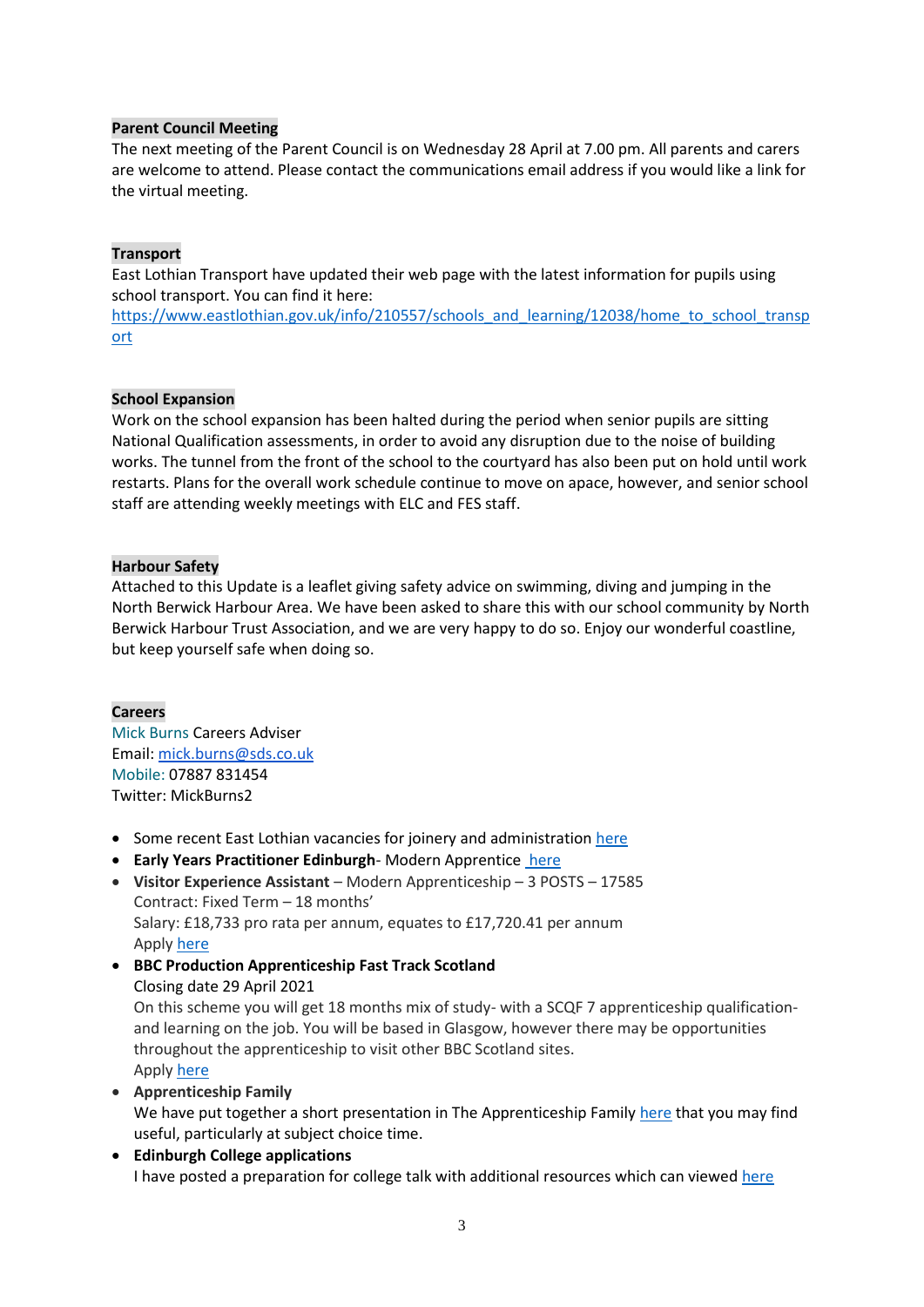## Parent Council Meeting

The next meeting of the Parent Council is on Wednesday 28 April at 7.00 pm. All parents and carers are welcome to attend. Please contact the communications email address if you would like a link for the virtual meeting.

## Transport

East Lothian Transport have updated their web page with the latest information for pupils using school transport. You can find it here:
https://www.eastlothian.gov.uk/info/210557/schools_and_learning/12038/home_to_school_transport

## School Expansion

Work on the school expansion has been halted during the period when senior pupils are sitting National Qualification assessments, in order to avoid any disruption due to the noise of building works. The tunnel from the front of the school to the courtyard has also been put on hold until work restarts. Plans for the overall work schedule continue to move on apace, however, and senior school staff are attending weekly meetings with ELC and FES staff.

## Harbour Safety

Attached to this Update is a leaflet giving safety advice on swimming, diving and jumping in the North Berwick Harbour Area. We have been asked to share this with our school community by North Berwick Harbour Trust Association, and we are very happy to do so. Enjoy our wonderful coastline, but keep yourself safe when doing so.

## Careers

Mick Burns Careers Adviser
Email: mick.burns@sds.co.uk
Mobile: 07887 831454
Twitter: MickBurns2

- Some recent East Lothian vacancies for joinery and administration here
- **Early Years Practitioner Edinburgh**- Modern Apprentice here
- **Visitor Experience Assistant** – Modern Apprenticeship – 3 POSTS – 17585
  Contract: Fixed Term – 18 months'
  Salary: £18,733 pro rata per annum, equates to £17,720.41 per annum
  Apply here
- **BBC Production Apprenticeship Fast Track Scotland**
  Closing date 29 April 2021
  On this scheme you will get 18 months mix of study- with a SCQF 7 apprenticeship qualification- and learning on the job. You will be based in Glasgow, however there may be opportunities throughout the apprenticeship to visit other BBC Scotland sites.
  Apply here
- **Apprenticeship Family**
  We have put together a short presentation in The Apprenticeship Family here that you may find useful, particularly at subject choice time.
- **Edinburgh College applications**
  I have posted a preparation for college talk with additional resources which can viewed here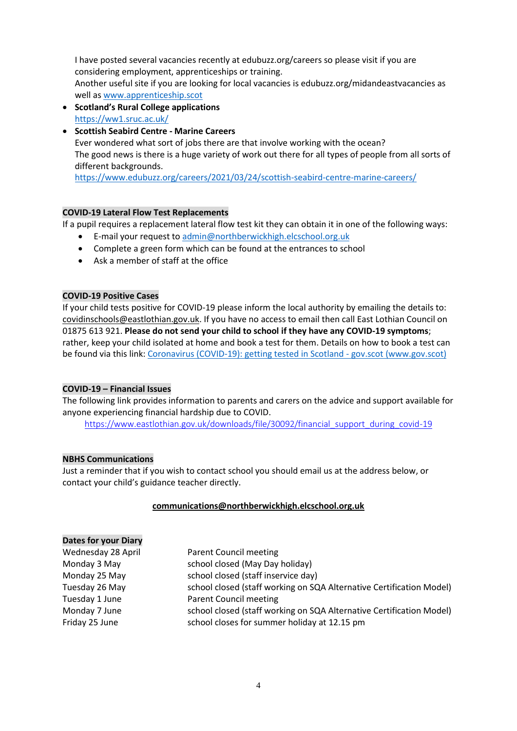I have posted several vacancies recently at edubuzz.org/careers so please visit if you are considering employment, apprenticeships or training.
Another useful site if you are looking for local vacancies is edubuzz.org/midandeastvacancies as well as www.apprenticeship.scot

- **Scotland's Rural College applications**
  https://ww1.sruc.ac.uk/
- **Scottish Seabird Centre - Marine Careers**
  Ever wondered what sort of jobs there are that involve working with the ocean?
  The good news is there is a huge variety of work out there for all types of people from all sorts of different backgrounds.
  https://www.edubuzz.org/careers/2021/03/24/scottish-seabird-centre-marine-careers/

**COVID-19 Lateral Flow Test Replacements**

If a pupil requires a replacement lateral flow test kit they can obtain it in one of the following ways:

- E-mail your request to admin@northberwickhigh.elcschool.org.uk
- Complete a green form which can be found at the entrances to school
- Ask a member of staff at the office

**COVID-19 Positive Cases**

If your child tests positive for COVID-19 please inform the local authority by emailing the details to: covidinschools@eastlothian.gov.uk. If you have no access to email then call East Lothian Council on 01875 613 921. **Please do not send your child to school if they have any COVID-19 symptoms**; rather, keep your child isolated at home and book a test for them. Details on how to book a test can be found via this link: Coronavirus (COVID-19): getting tested in Scotland - gov.scot (www.gov.scot)

**COVID-19 – Financial Issues**

The following link provides information to parents and carers on the advice and support available for anyone experiencing financial hardship due to COVID.

https://www.eastlothian.gov.uk/downloads/file/30092/financial_support_during_covid-19

**NBHS Communications**

Just a reminder that if you wish to contact school you should email us at the address below, or contact your child's guidance teacher directly.

**communications@northberwickhigh.elcschool.org.uk**

**Dates for your Diary**

| | |
|---|---|
| Wednesday 28 April | Parent Council meeting |
| Monday 3 May | school closed (May Day holiday) |
| Monday 25 May | school closed (staff inservice day) |
| Tuesday 26 May | school closed (staff working on SQA Alternative Certification Model) |
| Tuesday 1 June | Parent Council meeting |
| Monday 7 June | school closed (staff working on SQA Alternative Certification Model) |
| Friday 25 June | school closes for summer holiday at 12.15 pm |